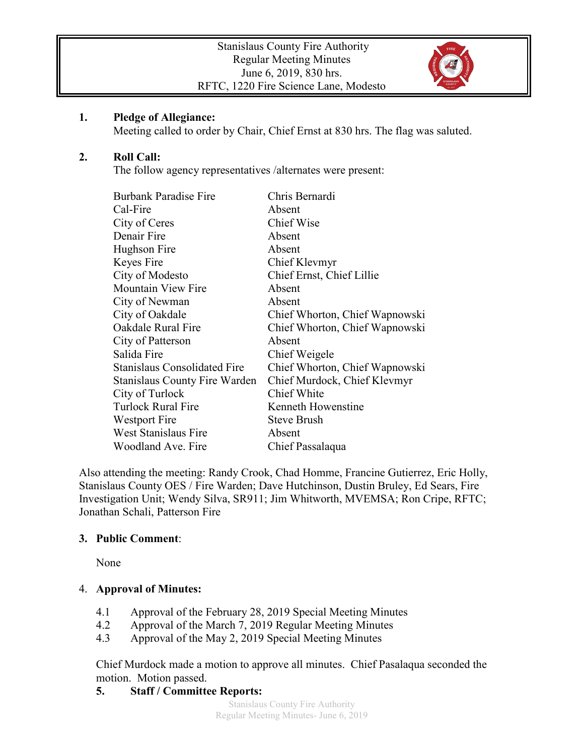Stanislaus County Fire Authority
Regular Meeting Minutes
June 6, 2019, 830 hrs.
RFTC, 1220 Fire Science Lane, Modesto

## 1. Pledge of Allegiance:

Meeting called to order by Chair, Chief Ernst at 830 hrs. The flag was saluted.

## 2. Roll Call:

The follow agency representatives /alternates were present:

| | |
|---|---|
| Burbank Paradise Fire | Chris Bernardi |
| Cal-Fire | Absent |
| City of Ceres | Chief Wise |
| Denair Fire | Absent |
| Hughson Fire | Absent |
| Keyes Fire | Chief Klevmyr |
| City of Modesto | Chief Ernst, Chief Lillie |
| Mountain View Fire | Absent |
| City of Newman | Absent |
| City of Oakdale | Chief Whorton, Chief Wapnowski |
| Oakdale Rural Fire | Chief Whorton, Chief Wapnowski |
| City of Patterson | Absent |
| Salida Fire | Chief Weigele |
| Stanislaus Consolidated Fire | Chief Whorton, Chief Wapnowski |
| Stanislaus County Fire Warden | Chief Murdock, Chief Klevmyr |
| City of Turlock | Chief White |
| Turlock Rural Fire | Kenneth Howenstine |
| Westport Fire | Steve Brush |
| West Stanislaus Fire | Absent |
| Woodland Ave. Fire | Chief Passalaqua |

Also attending the meeting: Randy Crook, Chad Homme, Francine Gutierrez, Eric Holly, Stanislaus County OES / Fire Warden; Dave Hutchinson, Dustin Bruley, Ed Sears, Fire Investigation Unit; Wendy Silva, SR911; Jim Whitworth, MVEMSA; Ron Cripe, RFTC; Jonathan Schali, Patterson Fire

## 3. Public Comment:

None

## 4. Approval of Minutes:

4.1 Approval of the February 28, 2019 Special Meeting Minutes
4.2 Approval of the March 7, 2019 Regular Meeting Minutes
4.3 Approval of the May 2, 2019 Special Meeting Minutes

Chief Murdock made a motion to approve all minutes. Chief Pasalaqua seconded the motion. Motion passed.

## 5. Staff / Committee Reports: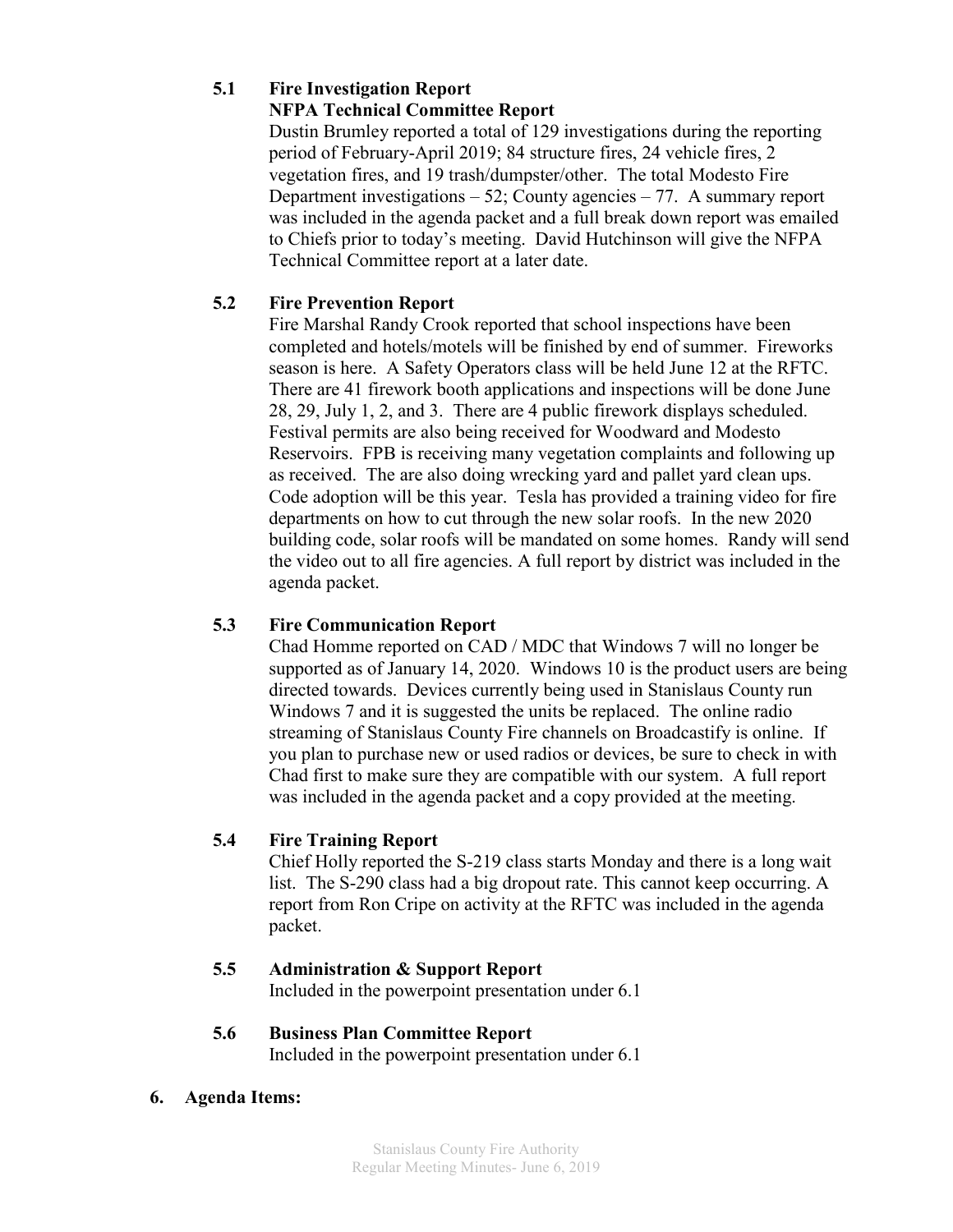### 5.1 Fire Investigation Report
**NFPA Technical Committee Report**

Dustin Brumley reported a total of 129 investigations during the reporting period of February-April 2019; 84 structure fires, 24 vehicle fires, 2 vegetation fires, and 19 trash/dumpster/other. The total Modesto Fire Department investigations – 52; County agencies – 77. A summary report was included in the agenda packet and a full break down report was emailed to Chiefs prior to today's meeting. David Hutchinson will give the NFPA Technical Committee report at a later date.

### 5.2 Fire Prevention Report

Fire Marshal Randy Crook reported that school inspections have been completed and hotels/motels will be finished by end of summer. Fireworks season is here. A Safety Operators class will be held June 12 at the RFTC. There are 41 firework booth applications and inspections will be done June 28, 29, July 1, 2, and 3. There are 4 public firework displays scheduled. Festival permits are also being received for Woodward and Modesto Reservoirs. FPB is receiving many vegetation complaints and following up as received. The are also doing wrecking yard and pallet yard clean ups. Code adoption will be this year. Tesla has provided a training video for fire departments on how to cut through the new solar roofs. In the new 2020 building code, solar roofs will be mandated on some homes. Randy will send the video out to all fire agencies. A full report by district was included in the agenda packet.

### 5.3 Fire Communication Report

Chad Homme reported on CAD / MDC that Windows 7 will no longer be supported as of January 14, 2020. Windows 10 is the product users are being directed towards. Devices currently being used in Stanislaus County run Windows 7 and it is suggested the units be replaced. The online radio streaming of Stanislaus County Fire channels on Broadcastify is online. If you plan to purchase new or used radios or devices, be sure to check in with Chad first to make sure they are compatible with our system. A full report was included in the agenda packet and a copy provided at the meeting.

### 5.4 Fire Training Report

Chief Holly reported the S-219 class starts Monday and there is a long wait list. The S-290 class had a big dropout rate. This cannot keep occurring. A report from Ron Cripe on activity at the RFTC was included in the agenda packet.

### 5.5 Administration & Support Report

Included in the powerpoint presentation under 6.1

### 5.6 Business Plan Committee Report

Included in the powerpoint presentation under 6.1

## 6. Agenda Items: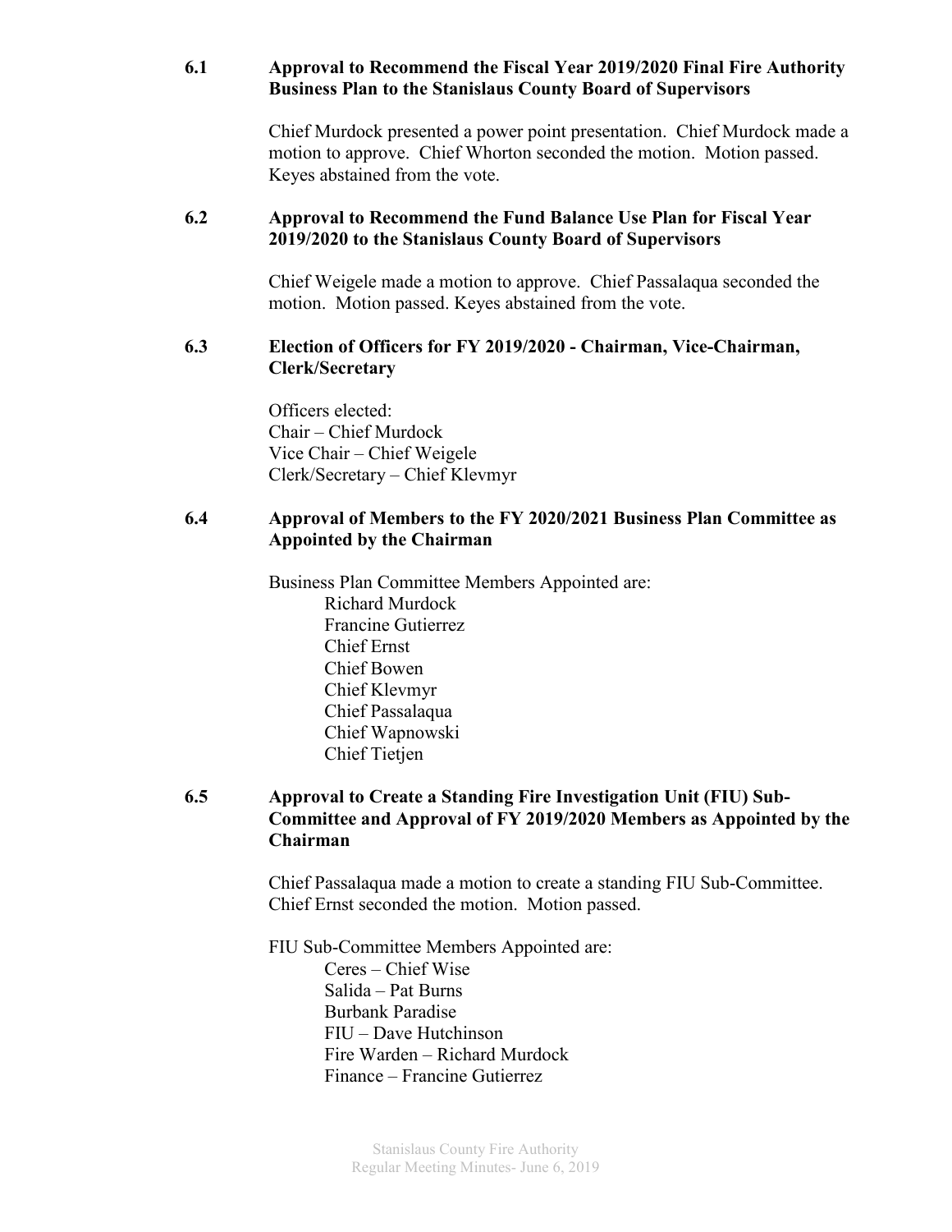**6.1 Approval to Recommend the Fiscal Year 2019/2020 Final Fire Authority Business Plan to the Stanislaus County Board of Supervisors**

Chief Murdock presented a power point presentation. Chief Murdock made a motion to approve. Chief Whorton seconded the motion. Motion passed. Keyes abstained from the vote.

**6.2 Approval to Recommend the Fund Balance Use Plan for Fiscal Year 2019/2020 to the Stanislaus County Board of Supervisors**

Chief Weigele made a motion to approve. Chief Passalaqua seconded the motion. Motion passed. Keyes abstained from the vote.

**6.3 Election of Officers for FY 2019/2020 - Chairman, Vice-Chairman, Clerk/Secretary**

Officers elected:
Chair – Chief Murdock
Vice Chair – Chief Weigele
Clerk/Secretary – Chief Klevmyr

**6.4 Approval of Members to the FY 2020/2021 Business Plan Committee as Appointed by the Chairman**

Business Plan Committee Members Appointed are:

- Richard Murdock
- Francine Gutierrez
- Chief Ernst
- Chief Bowen
- Chief Klevmyr
- Chief Passalaqua
- Chief Wapnowski
- Chief Tietjen

**6.5 Approval to Create a Standing Fire Investigation Unit (FIU) Sub-Committee and Approval of FY 2019/2020 Members as Appointed by the Chairman**

Chief Passalaqua made a motion to create a standing FIU Sub-Committee. Chief Ernst seconded the motion. Motion passed.

FIU Sub-Committee Members Appointed are:

- Ceres – Chief Wise
- Salida – Pat Burns
- Burbank Paradise
- FIU – Dave Hutchinson
- Fire Warden – Richard Murdock
- Finance – Francine Gutierrez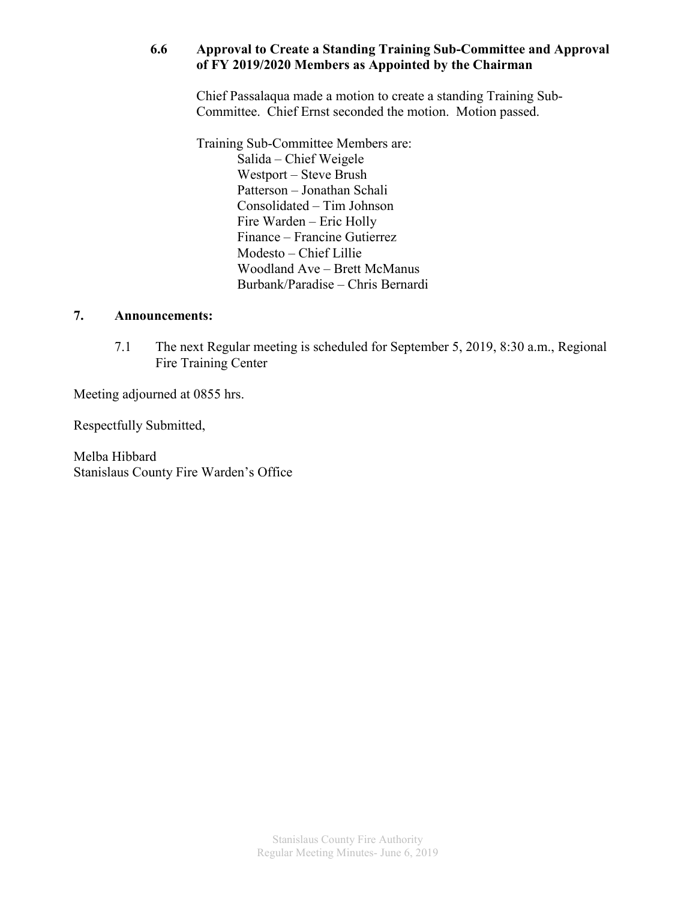### 6.6 Approval to Create a Standing Training Sub-Committee and Approval of FY 2019/2020 Members as Appointed by the Chairman

Chief Passalaqua made a motion to create a standing Training Sub-Committee. Chief Ernst seconded the motion. Motion passed.

Training Sub-Committee Members are:

- Salida – Chief Weigele
- Westport – Steve Brush
- Patterson – Jonathan Schali
- Consolidated – Tim Johnson
- Fire Warden – Eric Holly
- Finance – Francine Gutierrez
- Modesto – Chief Lillie
- Woodland Ave – Brett McManus
- Burbank/Paradise – Chris Bernardi

## 7. Announcements:

7.1 The next Regular meeting is scheduled for September 5, 2019, 8:30 a.m., Regional Fire Training Center

Meeting adjourned at 0855 hrs.

Respectfully Submitted,

Melba Hibbard
Stanislaus County Fire Warden's Office